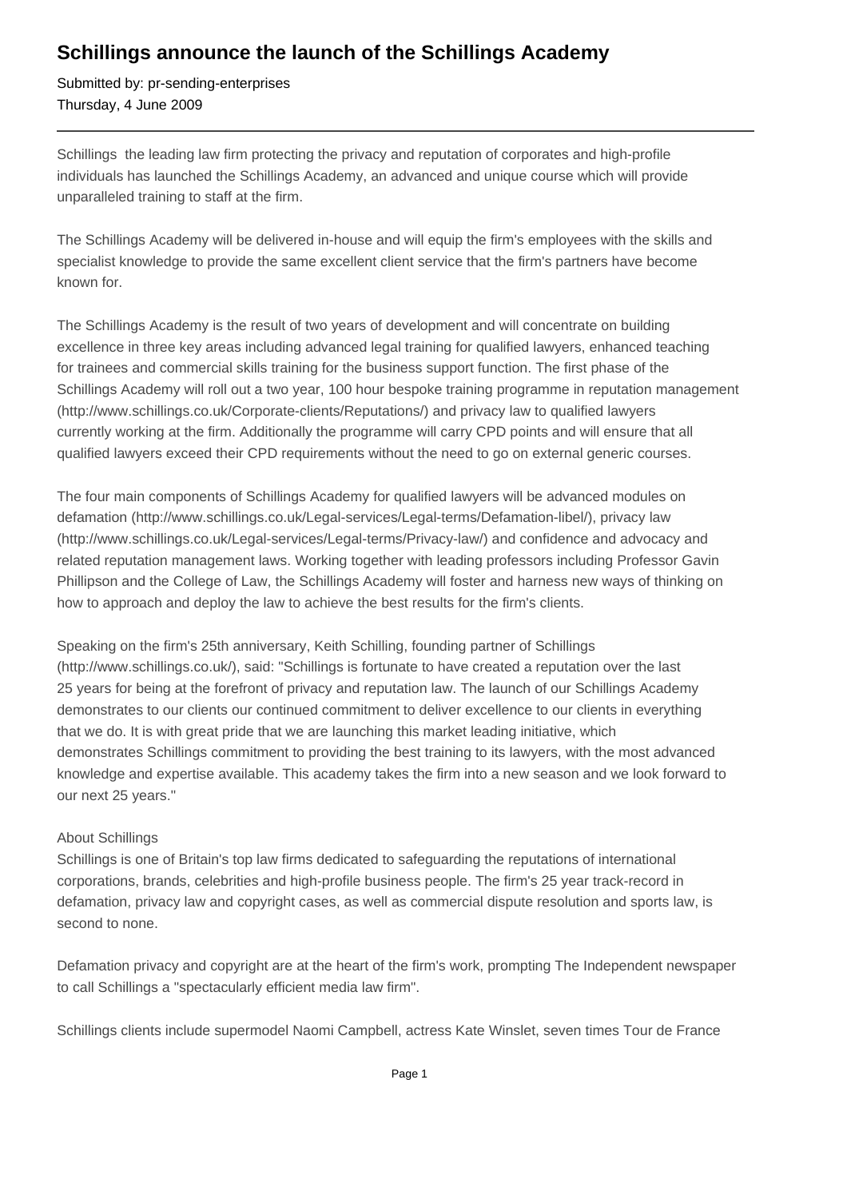# Schillings announce the launch of the Schillings Academy

Submitted by: pr-sending-enterprises
Thursday, 4 June 2009

---

Schillings  the leading law firm protecting the privacy and reputation of corporates and high-profile individuals has launched the Schillings Academy, an advanced and unique course which will provide unparalleled training to staff at the firm.

The Schillings Academy will be delivered in-house and will equip the firm's employees with the skills and specialist knowledge to provide the same excellent client service that the firm's partners have become known for.

The Schillings Academy is the result of two years of development and will concentrate on building excellence in three key areas including advanced legal training for qualified lawyers, enhanced teaching for trainees and commercial skills training for the business support function. The first phase of the Schillings Academy will roll out a two year, 100 hour bespoke training programme in reputation management (http://www.schillings.co.uk/Corporate-clients/Reputations/) and privacy law to qualified lawyers currently working at the firm. Additionally the programme will carry CPD points and will ensure that all qualified lawyers exceed their CPD requirements without the need to go on external generic courses.

The four main components of Schillings Academy for qualified lawyers will be advanced modules on defamation (http://www.schillings.co.uk/Legal-services/Legal-terms/Defamation-libel/), privacy law (http://www.schillings.co.uk/Legal-services/Legal-terms/Privacy-law/) and confidence and advocacy and related reputation management laws. Working together with leading professors including Professor Gavin Phillipson and the College of Law, the Schillings Academy will foster and harness new ways of thinking on how to approach and deploy the law to achieve the best results for the firm's clients.

Speaking on the firm's 25th anniversary, Keith Schilling, founding partner of Schillings (http://www.schillings.co.uk/), said: "Schillings is fortunate to have created a reputation over the last 25 years for being at the forefront of privacy and reputation law. The launch of our Schillings Academy demonstrates to our clients our continued commitment to deliver excellence to our clients in everything that we do. It is with great pride that we are launching this market leading initiative, which demonstrates Schillings commitment to providing the best training to its lawyers, with the most advanced knowledge and expertise available. This academy takes the firm into a new season and we look forward to our next 25 years."

About Schillings
Schillings is one of Britain's top law firms dedicated to safeguarding the reputations of international corporations, brands, celebrities and high-profile business people. The firm's 25 year track-record in defamation, privacy law and copyright cases, as well as commercial dispute resolution and sports law, is second to none.

Defamation privacy and copyright are at the heart of the firm's work, prompting The Independent newspaper to call Schillings a "spectacularly efficient media law firm".

Schillings clients include supermodel Naomi Campbell, actress Kate Winslet, seven times Tour de France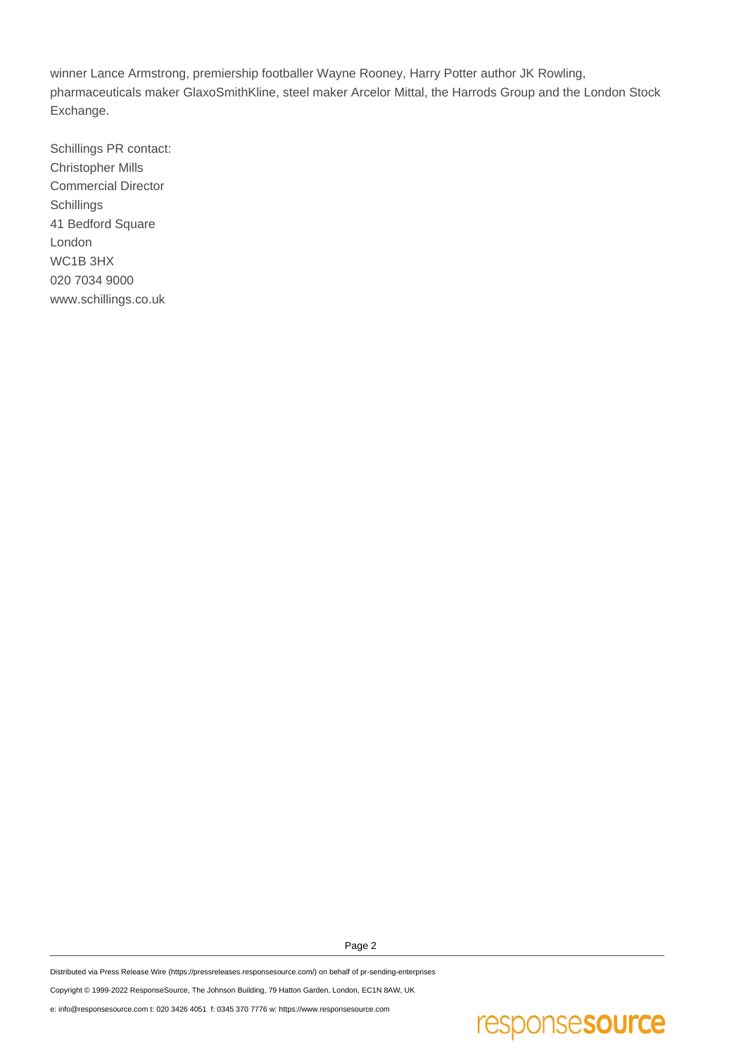winner Lance Armstrong, premiership footballer Wayne Rooney, Harry Potter author JK Rowling, pharmaceuticals maker GlaxoSmithKline, steel maker Arcelor Mittal, the Harrods Group and the London Stock Exchange.

Schillings PR contact:
Christopher Mills
Commercial Director
Schillings
41 Bedford Square
London
WC1B 3HX
020 7034 9000
www.schillings.co.uk